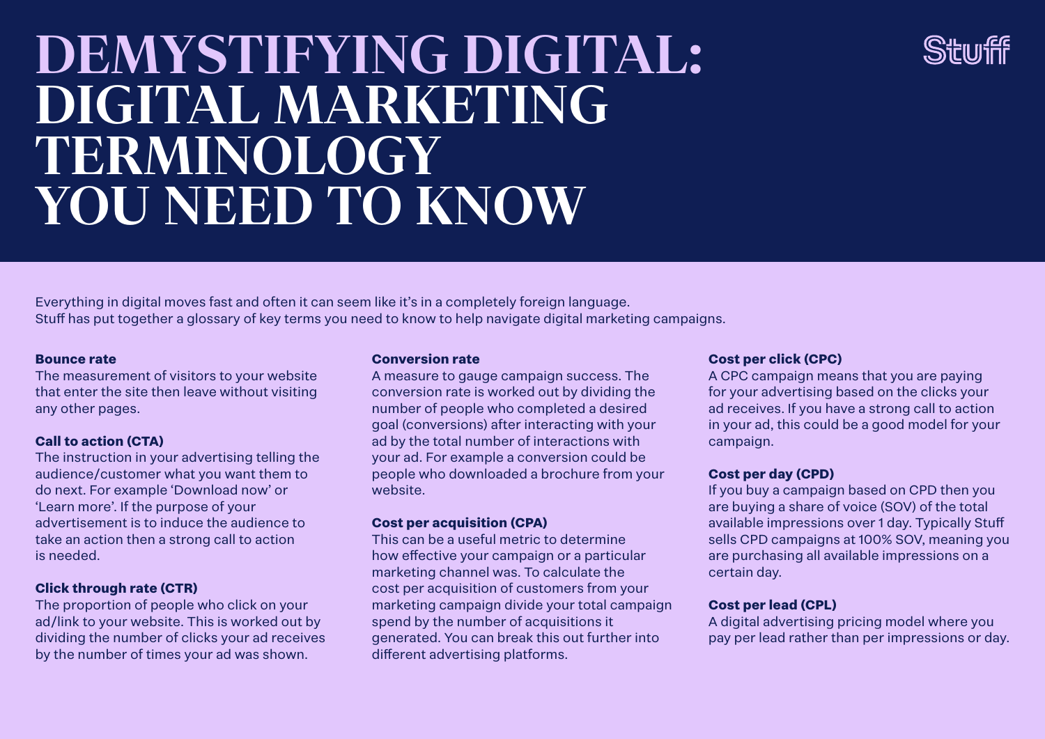# DEMYSTIFYING DIGITAL: DIGITAL MARKETING TERMINOLOGY YOU NEED TO KNOW

Stuff

Everything in digital moves fast and often it can seem like it's in a completely foreign language. Stuff has put together a glossary of key terms you need to know to help navigate digital marketing campaigns.

**Bounce rate**
The measurement of visitors to your website that enter the site then leave without visiting any other pages.

**Call to action (CTA)**
The instruction in your advertising telling the audience/customer what you want them to do next. For example 'Download now' or 'Learn more'. If the purpose of your advertisement is to induce the audience to take an action then a strong call to action is needed.

**Click through rate (CTR)**
The proportion of people who click on your ad/link to your website. This is worked out by dividing the number of clicks your ad receives by the number of times your ad was shown.

**Conversion rate**
A measure to gauge campaign success. The conversion rate is worked out by dividing the number of people who completed a desired goal (conversions) after interacting with your ad by the total number of interactions with your ad. For example a conversion could be people who downloaded a brochure from your website.

**Cost per acquisition (CPA)**
This can be a useful metric to determine how effective your campaign or a particular marketing channel was. To calculate the cost per acquisition of customers from your marketing campaign divide your total campaign spend by the number of acquisitions it generated. You can break this out further into different advertising platforms.

**Cost per click (CPC)**
A CPC campaign means that you are paying for your advertising based on the clicks your ad receives. If you have a strong call to action in your ad, this could be a good model for your campaign.

**Cost per day (CPD)**
If you buy a campaign based on CPD then you are buying a share of voice (SOV) of the total available impressions over 1 day. Typically Stuff sells CPD campaigns at 100% SOV, meaning you are purchasing all available impressions on a certain day.

**Cost per lead (CPL)**
A digital advertising pricing model where you pay per lead rather than per impressions or day.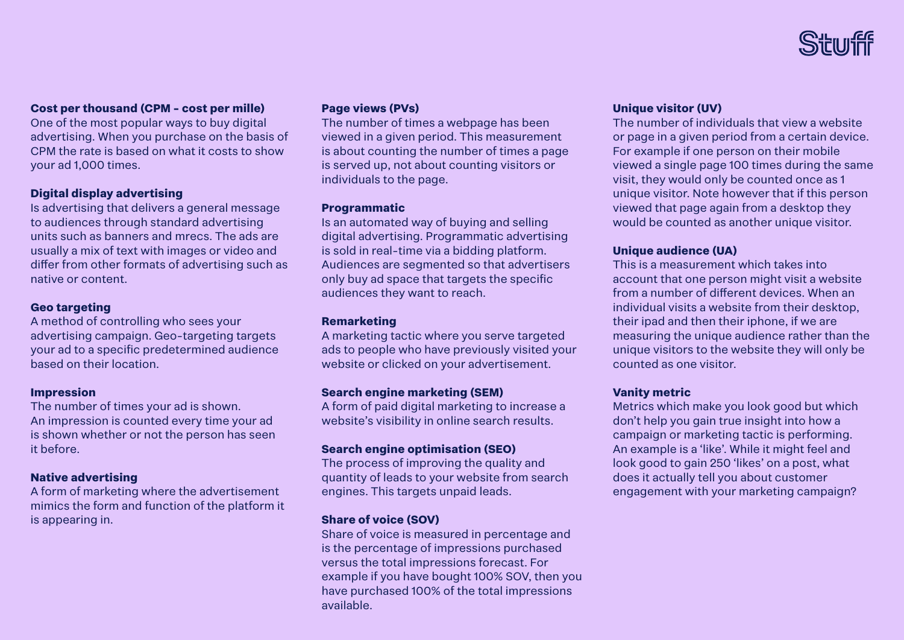**Cost per thousand (CPM – cost per mille)**
One of the most popular ways to buy digital advertising. When you purchase on the basis of CPM the rate is based on what it costs to show your ad 1,000 times.

**Digital display advertising**
Is advertising that delivers a general message to audiences through standard advertising units such as banners and mrecs. The ads are usually a mix of text with images or video and differ from other formats of advertising such as native or content.

**Geo targeting**
A method of controlling who sees your advertising campaign. Geo-targeting targets your ad to a specific predetermined audience based on their location.

**Impression**
The number of times your ad is shown. An impression is counted every time your ad is shown whether or not the person has seen it before.

**Native advertising**
A form of marketing where the advertisement mimics the form and function of the platform it is appearing in.

**Page views (PVs)**
The number of times a webpage has been viewed in a given period. This measurement is about counting the number of times a page is served up, not about counting visitors or individuals to the page.

**Programmatic**
Is an automated way of buying and selling digital advertising. Programmatic advertising is sold in real-time via a bidding platform. Audiences are segmented so that advertisers only buy ad space that targets the specific audiences they want to reach.

**Remarketing**
A marketing tactic where you serve targeted ads to people who have previously visited your website or clicked on your advertisement.

**Search engine marketing (SEM)**
A form of paid digital marketing to increase a website's visibility in online search results.

**Search engine optimisation (SEO)**
The process of improving the quality and quantity of leads to your website from search engines. This targets unpaid leads.

**Share of voice (SOV)**
Share of voice is measured in percentage and is the percentage of impressions purchased versus the total impressions forecast. For example if you have bought 100% SOV, then you have purchased 100% of the total impressions available.

**Unique visitor (UV)**
The number of individuals that view a website or page in a given period from a certain device. For example if one person on their mobile viewed a single page 100 times during the same visit, they would only be counted once as 1 unique visitor. Note however that if this person viewed that page again from a desktop they would be counted as another unique visitor.

**Unique audience (UA)**
This is a measurement which takes into account that one person might visit a website from a number of different devices. When an individual visits a website from their desktop, their ipad and then their iphone, if we are measuring the unique audience rather than the unique visitors to the website they will only be counted as one visitor.

**Vanity metric**
Metrics which make you look good but which don't help you gain true insight into how a campaign or marketing tactic is performing. An example is a 'like'. While it might feel and look good to gain 250 'likes' on a post, what does it actually tell you about customer engagement with your marketing campaign?